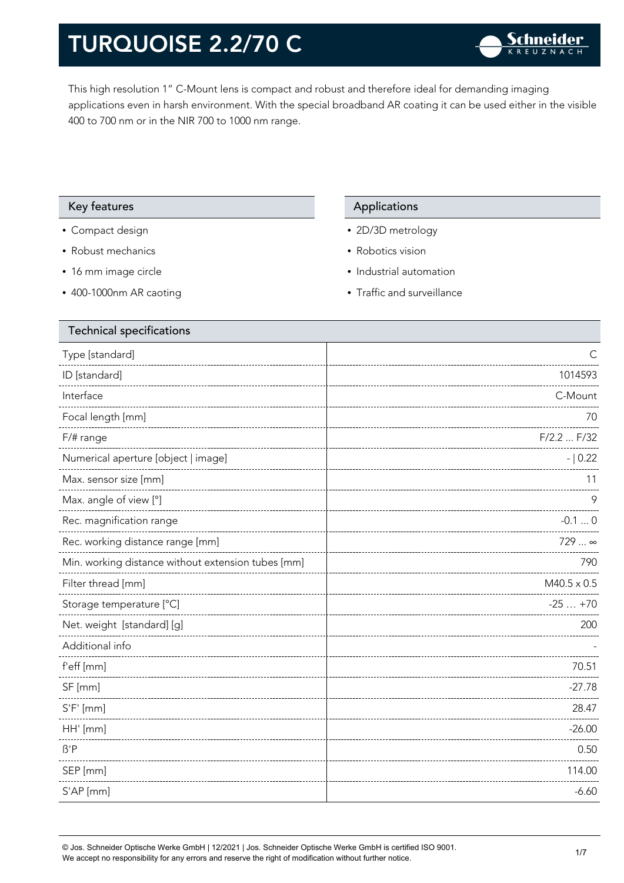# TURQUOISE 2.2/70 C

This high resolution 1" C-Mount lens is compact and robust and therefore ideal for demanding imaging applications even in harsh environment. With the special broadband AR coating it can be used either in the visible 400 to 700 nm or in the NIR 700 to 1000 nm range.

## Key features

- Compact design
- Robust mechanics
- 16 mm image circle
- 400-1000nm AR caoting

## Applications

- 2D/3D metrology
- Robotics vision
- Industrial automation
- Traffic and surveillance

## Technical specifications

| Parameter | Value |
|---|---|
| Type [standard] | C |
| ID [standard] | 1014593 |
| Interface | C-Mount |
| Focal length [mm] | 70 |
| F/# range | F/2.2 ... F/32 |
| Numerical aperture [object \| image] | - \| 0.22 |
| Max. sensor size [mm] | 11 |
| Max. angle of view [°] | 9 |
| Rec. magnification range | -0.1 ... 0 |
| Rec. working distance range [mm] | 729 ... ∞ |
| Min. working distance without extension tubes [mm] | 790 |
| Filter thread [mm] | M40.5 x 0.5 |
| Storage temperature [°C] | -25 … +70 |
| Net. weight [standard] [g] | 200 |
| Additional info | - |
| f'eff [mm] | 70.51 |
| SF [mm] | -27.78 |
| S'F' [mm] | 28.47 |
| HH' [mm] | -26.00 |
| ß'P | 0.50 |
| SEP [mm] | 114.00 |
| S'AP [mm] | -6.60 |

© Jos. Schneider Optische Werke GmbH | 12/2021 | Jos. Schneider Optische Werke GmbH is certified ISO 9001. We accept no responsibility for any errors and reserve the right of modification without further notice.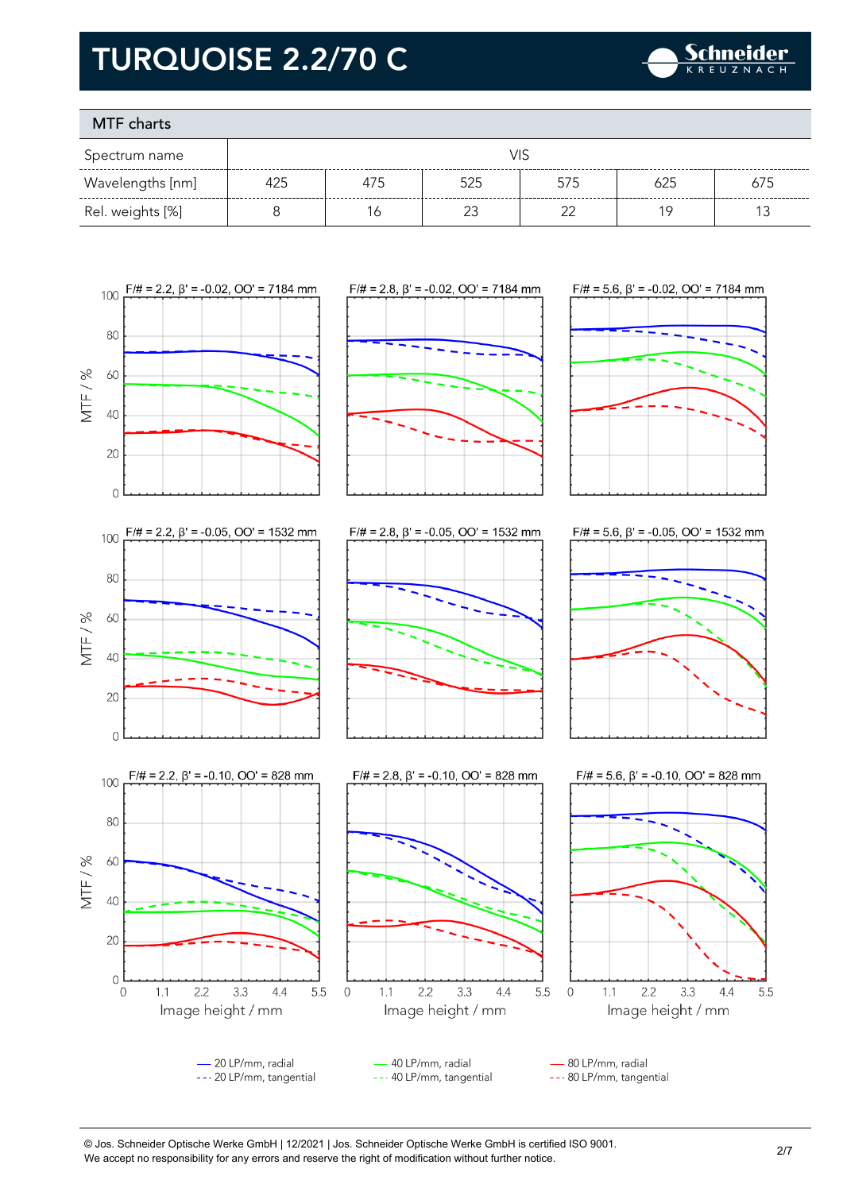# TURQUOISE 2.2/70 C

## MTF charts

| Spectrum name | VIS | | | | | |
|---|---|---|---|---|---|---|
| Wavelengths [nm] | 425 | 475 | 525 | 575 | 625 | 675 |
| Rel. weights [%] | 8 | 16 | 23 | 22 | 19 | 13 |

F/# = 2.2, β' = -0.02, OO' = 7184 mm

F/# = 2.8, β' = -0.02, OO' = 7184 mm

F/# = 5.6, β' = -0.02, OO' = 7184 mm

F/# = 2.2, β' = -0.05, OO' = 1532 mm

F/# = 2.8, β' = -0.05, OO' = 1532 mm

F/# = 5.6, β' = -0.05, OO' = 1532 mm

F/# = 2.2, β' = -0.10, OO' = 828 mm

F/# = 2.8, β' = -0.10, OO' = 828 mm

F/# = 5.6, β' = -0.10, OO' = 828 mm

MTF / %

Image height / mm

— 20 LP/mm, radial
--- 20 LP/mm, tangential
— 40 LP/mm, radial
--- 40 LP/mm, tangential
— 80 LP/mm, radial
--- 80 LP/mm, tangential

© Jos. Schneider Optische Werke GmbH | 12/2021 | Jos. Schneider Optische Werke GmbH is certified ISO 9001.
We accept no responsibility for any errors and reserve the right of modification without further notice.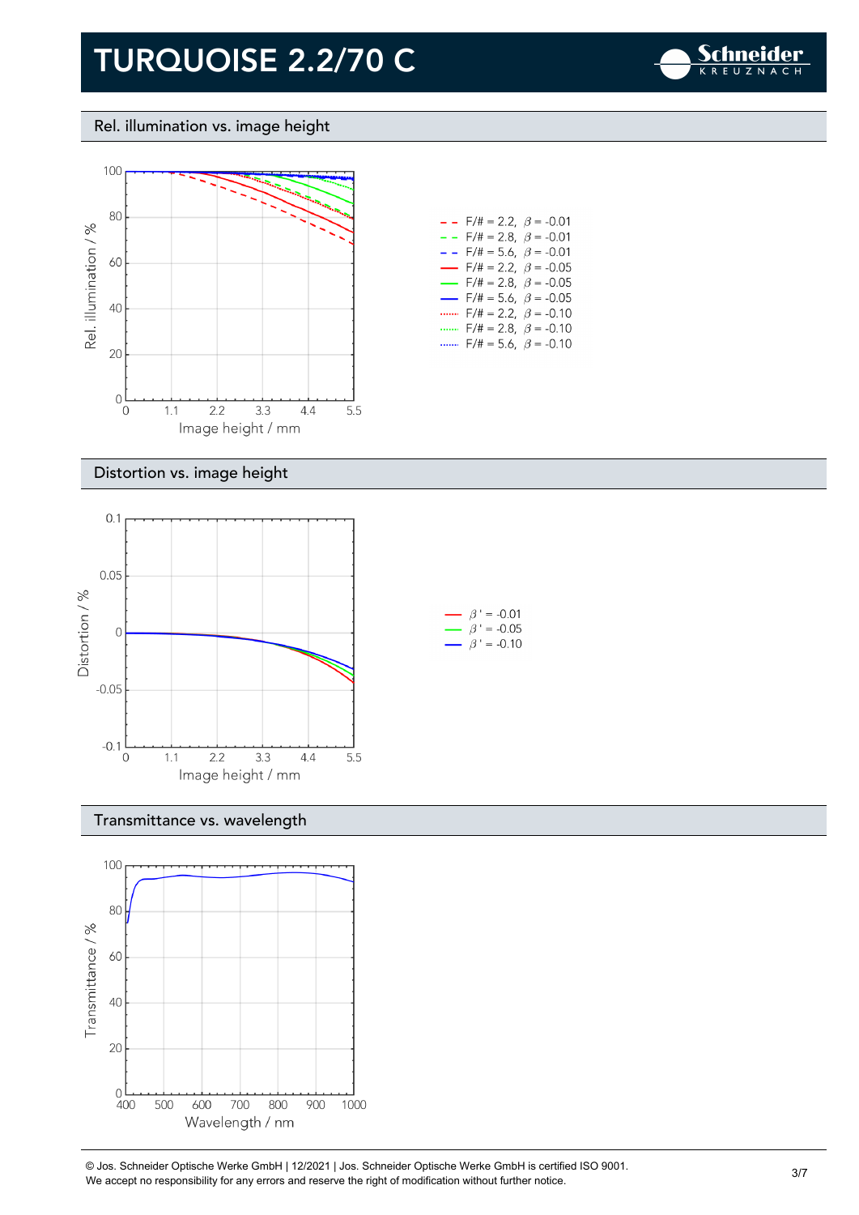# TURQUOISE 2.2/70 C

## Rel. illumination vs. image height

| Line | Legend |
|---|---|
| red dashed | F/# = 2.2, $\beta$ = -0.01 |
| green dashed | F/# = 2.8, $\beta$ = -0.01 |
| blue dashed | F/# = 5.6, $\beta$ = -0.01 |
| red solid | F/# = 2.2, $\beta$ = -0.05 |
| green solid | F/# = 2.8, $\beta$ = -0.05 |
| blue solid | F/# = 5.6, $\beta$ = -0.05 |
| red dotted | F/# = 2.2, $\beta$ = -0.10 |
| green dotted | F/# = 2.8, $\beta$ = -0.10 |
| blue dotted | F/# = 5.6, $\beta$ = -0.10 |

Rel. illumination / % vs. Image height / mm

## Distortion vs. image height

| Line | Legend |
|---|---|
| red | $\beta'$ = -0.01 |
| green | $\beta'$ = -0.05 |
| blue | $\beta'$ = -0.10 |

Distortion / % vs. Image height / mm

## Transmittance vs. wavelength

Transmittance / % vs. Wavelength / nm

© Jos. Schneider Optische Werke GmbH | 12/2021 | Jos. Schneider Optische Werke GmbH is certified ISO 9001.
We accept no responsibility for any errors and reserve the right of modification without further notice.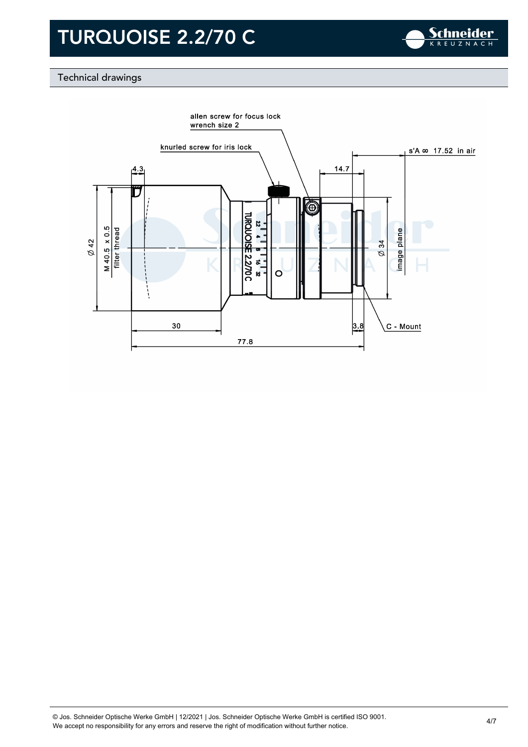# TURQUOISE 2.2/70 C

## Technical drawings

allen screw for focus lock
wrench size 2

knurled screw for iris lock

s'A ∞ 17.52 in air

4.3

14.7

Ø 42

M 40.5 x 0.5
filter thread

Ø 34

image plane

30

3.8

C - Mount

77.8

© Jos. Schneider Optische Werke GmbH | 12/2021 | Jos. Schneider Optische Werke GmbH is certified ISO 9001.
We accept no responsibility for any errors and reserve the right of modification without further notice.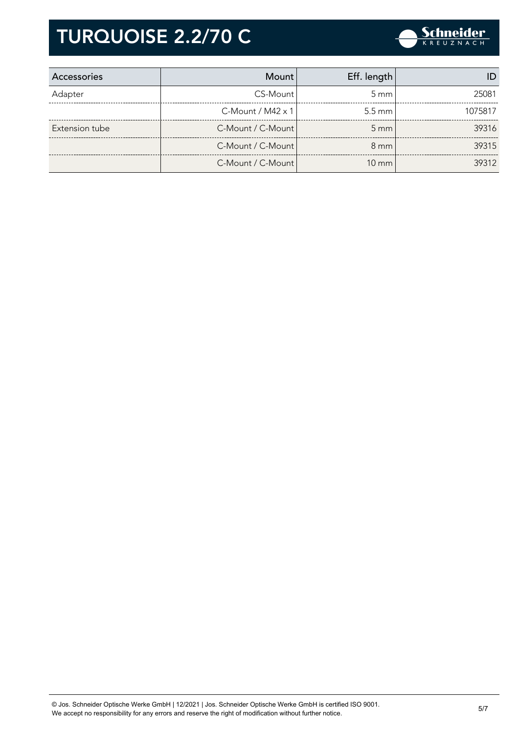# TURQUOISE 2.2/70 C

| Accessories | Mount | Eff. length | ID |
|---|---|---|---|
| Adapter | CS-Mount | 5 mm | 25081 |
| | C-Mount / M42 x 1 | 5.5 mm | 1075817 |
| Extension tube | C-Mount / C-Mount | 5 mm | 39316 |
| | C-Mount / C-Mount | 8 mm | 39315 |
| | C-Mount / C-Mount | 10 mm | 39312 |

© Jos. Schneider Optische Werke GmbH | 12/2021 | Jos. Schneider Optische Werke GmbH is certified ISO 9001.
We accept no responsibility for any errors and reserve the right of modification without further notice.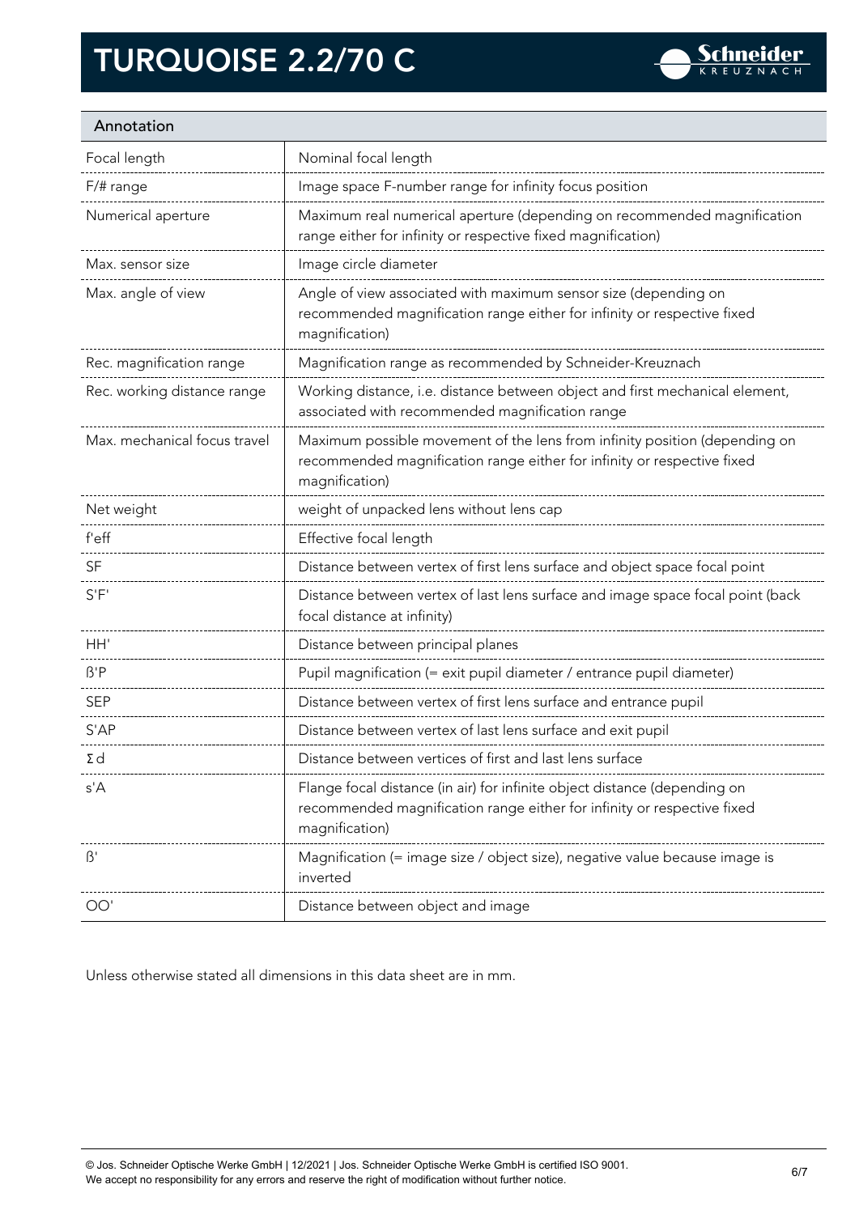# TURQUOISE 2.2/70 C

| Annotation | |
|---|---|
| Focal length | Nominal focal length |
| F/# range | Image space F-number range for infinity focus position |
| Numerical aperture | Maximum real numerical aperture (depending on recommended magnification range either for infinity or respective fixed magnification) |
| Max. sensor size | Image circle diameter |
| Max. angle of view | Angle of view associated with maximum sensor size (depending on recommended magnification range either for infinity or respective fixed magnification) |
| Rec. magnification range | Magnification range as recommended by Schneider-Kreuznach |
| Rec. working distance range | Working distance, i.e. distance between object and first mechanical element, associated with recommended magnification range |
| Max. mechanical focus travel | Maximum possible movement of the lens from infinity position (depending on recommended magnification range either for infinity or respective fixed magnification) |
| Net weight | weight of unpacked lens without lens cap |
| f'eff | Effective focal length |
| SF | Distance between vertex of first lens surface and object space focal point |
| S'F' | Distance between vertex of last lens surface and image space focal point (back focal distance at infinity) |
| HH' | Distance between principal planes |
| ß'P | Pupil magnification (= exit pupil diameter / entrance pupil diameter) |
| SEP | Distance between vertex of first lens surface and entrance pupil |
| S'AP | Distance between vertex of last lens surface and exit pupil |
| Σ d | Distance between vertices of first and last lens surface |
| s'A | Flange focal distance (in air) for infinite object distance (depending on recommended magnification range either for infinity or respective fixed magnification) |
| ß' | Magnification (= image size / object size), negative value because image is inverted |
| OO' | Distance between object and image |

Unless otherwise stated all dimensions in this data sheet are in mm.

© Jos. Schneider Optische Werke GmbH | 12/2021 | Jos. Schneider Optische Werke GmbH is certified ISO 9001.
We accept no responsibility for any errors and reserve the right of modification without further notice.